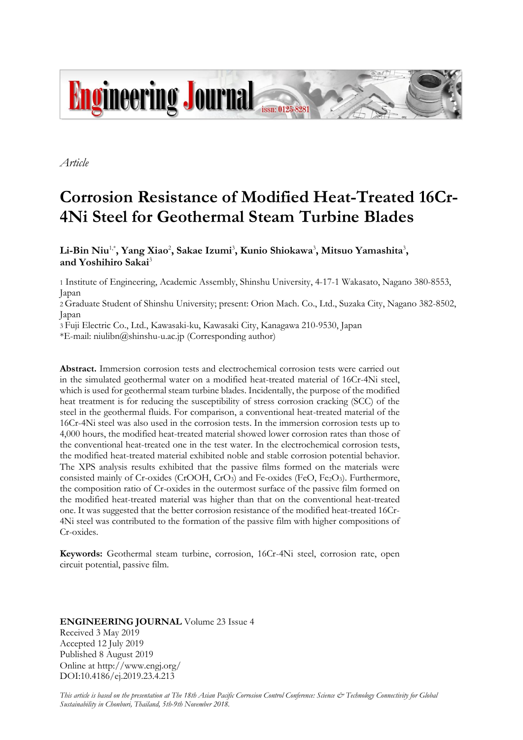*Article*

# Corrosion Resistance of Modified Heat-Treated 16Cr-4Ni Steel for Geothermal Steam Turbine Blades

**Li-Bin Niu[1,*], Yang Xiao[2], Sakae Izumi[3], Kunio Shiokawa[3], Mitsuo Yamashita[3], and Yoshihiro Sakai[3]**

1 Institute of Engineering, Academic Assembly, Shinshu University, 4-17-1 Wakasato, Nagano 380-8553, Japan
2 Graduate Student of Shinshu University; present: Orion Mach. Co., Ltd., Suzaka City, Nagano 382-8502, Japan
3 Fuji Electric Co., Ltd., Kawasaki-ku, Kawasaki City, Kanagawa 210-9530, Japan
*E-mail: niulibn@shinshu-u.ac.jp (Corresponding author)

**Abstract.** Immersion corrosion tests and electrochemical corrosion tests were carried out in the simulated geothermal water on a modified heat-treated material of 16Cr-4Ni steel, which is used for geothermal steam turbine blades. Incidentally, the purpose of the modified heat treatment is for reducing the susceptibility of stress corrosion cracking (SCC) of the steel in the geothermal fluids. For comparison, a conventional heat-treated material of the 16Cr-4Ni steel was also used in the corrosion tests. In the immersion corrosion tests up to 4,000 hours, the modified heat-treated material showed lower corrosion rates than those of the conventional heat-treated one in the test water. In the electrochemical corrosion tests, the modified heat-treated material exhibited noble and stable corrosion potential behavior. The XPS analysis results exhibited that the passive films formed on the materials were consisted mainly of Cr-oxides (CrOOH, $CrO_3$) and Fe-oxides (FeO, $Fe_2O_3$). Furthermore, the composition ratio of Cr-oxides in the outermost surface of the passive film formed on the modified heat-treated material was higher than that on the conventional heat-treated one. It was suggested that the better corrosion resistance of the modified heat-treated 16Cr-4Ni steel was contributed to the formation of the passive film with higher compositions of Cr-oxides.

**Keywords:** Geothermal steam turbine, corrosion, 16Cr-4Ni steel, corrosion rate, open circuit potential, passive film.

**ENGINEERING JOURNAL** Volume 23 Issue 4
Received 3 May 2019
Accepted 12 July 2019
Published 8 August 2019
Online at http://www.engj.org/
DOI:10.4186/ej.2019.23.4.213

*This article is based on the presentation at The 18th Asian Pacific Corrosion Control Conference: Science & Technology Connectivity for Global Sustainability in Chonburi, Thailand, 5th-9th November 2018.*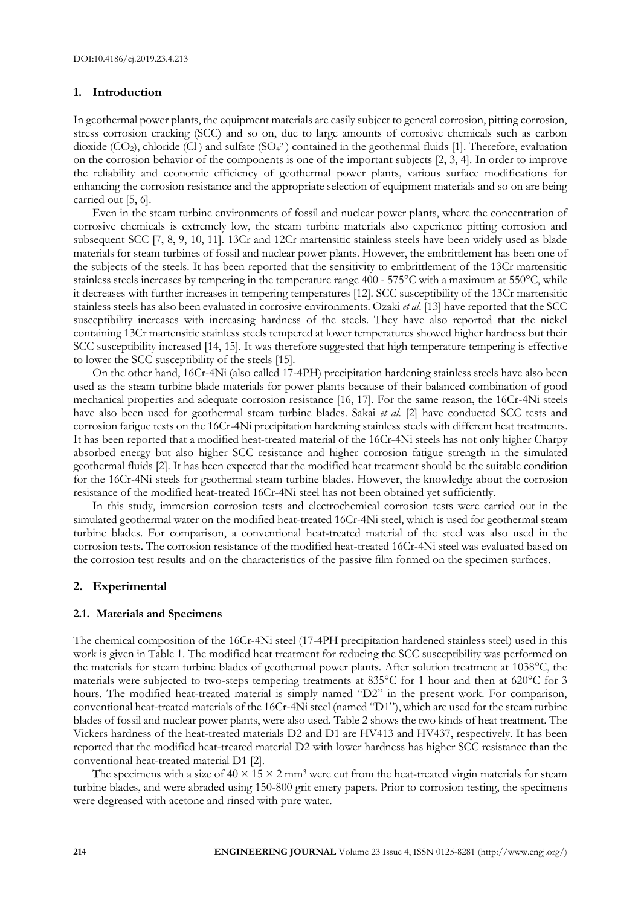## 1. Introduction

In geothermal power plants, the equipment materials are easily subject to general corrosion, pitting corrosion, stress corrosion cracking (SCC) and so on, due to large amounts of corrosive chemicals such as carbon dioxide ($CO_2$), chloride ($Cl^-$) and sulfate ($SO_4^{2-}$) contained in the geothermal fluids [1]. Therefore, evaluation on the corrosion behavior of the components is one of the important subjects [2, 3, 4]. In order to improve the reliability and economic efficiency of geothermal power plants, various surface modifications for enhancing the corrosion resistance and the appropriate selection of equipment materials and so on are being carried out [5, 6].

Even in the steam turbine environments of fossil and nuclear power plants, where the concentration of corrosive chemicals is extremely low, the steam turbine materials also experience pitting corrosion and subsequent SCC [7, 8, 9, 10, 11]. 13Cr and 12Cr martensitic stainless steels have been widely used as blade materials for steam turbines of fossil and nuclear power plants. However, the embrittlement has been one of the subjects of the steels. It has been reported that the sensitivity to embrittlement of the 13Cr martensitic stainless steels increases by tempering in the temperature range 400 - 575°C with a maximum at 550°C, while it decreases with further increases in tempering temperatures [12]. SCC susceptibility of the 13Cr martensitic stainless steels has also been evaluated in corrosive environments. Ozaki *et al*. [13] have reported that the SCC susceptibility increases with increasing hardness of the steels. They have also reported that the nickel containing 13Cr martensitic stainless steels tempered at lower temperatures showed higher hardness but their SCC susceptibility increased [14, 15]. It was therefore suggested that high temperature tempering is effective to lower the SCC susceptibility of the steels [15].

On the other hand, 16Cr-4Ni (also called 17-4PH) precipitation hardening stainless steels have also been used as the steam turbine blade materials for power plants because of their balanced combination of good mechanical properties and adequate corrosion resistance [16, 17]. For the same reason, the 16Cr-4Ni steels have also been used for geothermal steam turbine blades. Sakai *et al*. [2] have conducted SCC tests and corrosion fatigue tests on the 16Cr-4Ni precipitation hardening stainless steels with different heat treatments. It has been reported that a modified heat-treated material of the 16Cr-4Ni steels has not only higher Charpy absorbed energy but also higher SCC resistance and higher corrosion fatigue strength in the simulated geothermal fluids [2]. It has been expected that the modified heat treatment should be the suitable condition for the 16Cr-4Ni steels for geothermal steam turbine blades. However, the knowledge about the corrosion resistance of the modified heat-treated 16Cr-4Ni steel has not been obtained yet sufficiently.

In this study, immersion corrosion tests and electrochemical corrosion tests were carried out in the simulated geothermal water on the modified heat-treated 16Cr-4Ni steel, which is used for geothermal steam turbine blades. For comparison, a conventional heat-treated material of the steel was also used in the corrosion tests. The corrosion resistance of the modified heat-treated 16Cr-4Ni steel was evaluated based on the corrosion test results and on the characteristics of the passive film formed on the specimen surfaces.

## 2. Experimental

### 2.1. Materials and Specimens

The chemical composition of the 16Cr-4Ni steel (17-4PH precipitation hardened stainless steel) used in this work is given in Table 1. The modified heat treatment for reducing the SCC susceptibility was performed on the materials for steam turbine blades of geothermal power plants. After solution treatment at 1038°C, the materials were subjected to two-steps tempering treatments at 835°C for 1 hour and then at 620°C for 3 hours. The modified heat-treated material is simply named "D2" in the present work. For comparison, conventional heat-treated materials of the 16Cr-4Ni steel (named "D1"), which are used for the steam turbine blades of fossil and nuclear power plants, were also used. Table 2 shows the two kinds of heat treatment. The Vickers hardness of the heat-treated materials D2 and D1 are HV413 and HV437, respectively. It has been reported that the modified heat-treated material D2 with lower hardness has higher SCC resistance than the conventional heat-treated material D1 [2].

The specimens with a size of $40 \times 15 \times 2$ mm$^3$ were cut from the heat-treated virgin materials for steam turbine blades, and were abraded using 150-800 grit emery papers. Prior to corrosion testing, the specimens were degreased with acetone and rinsed with pure water.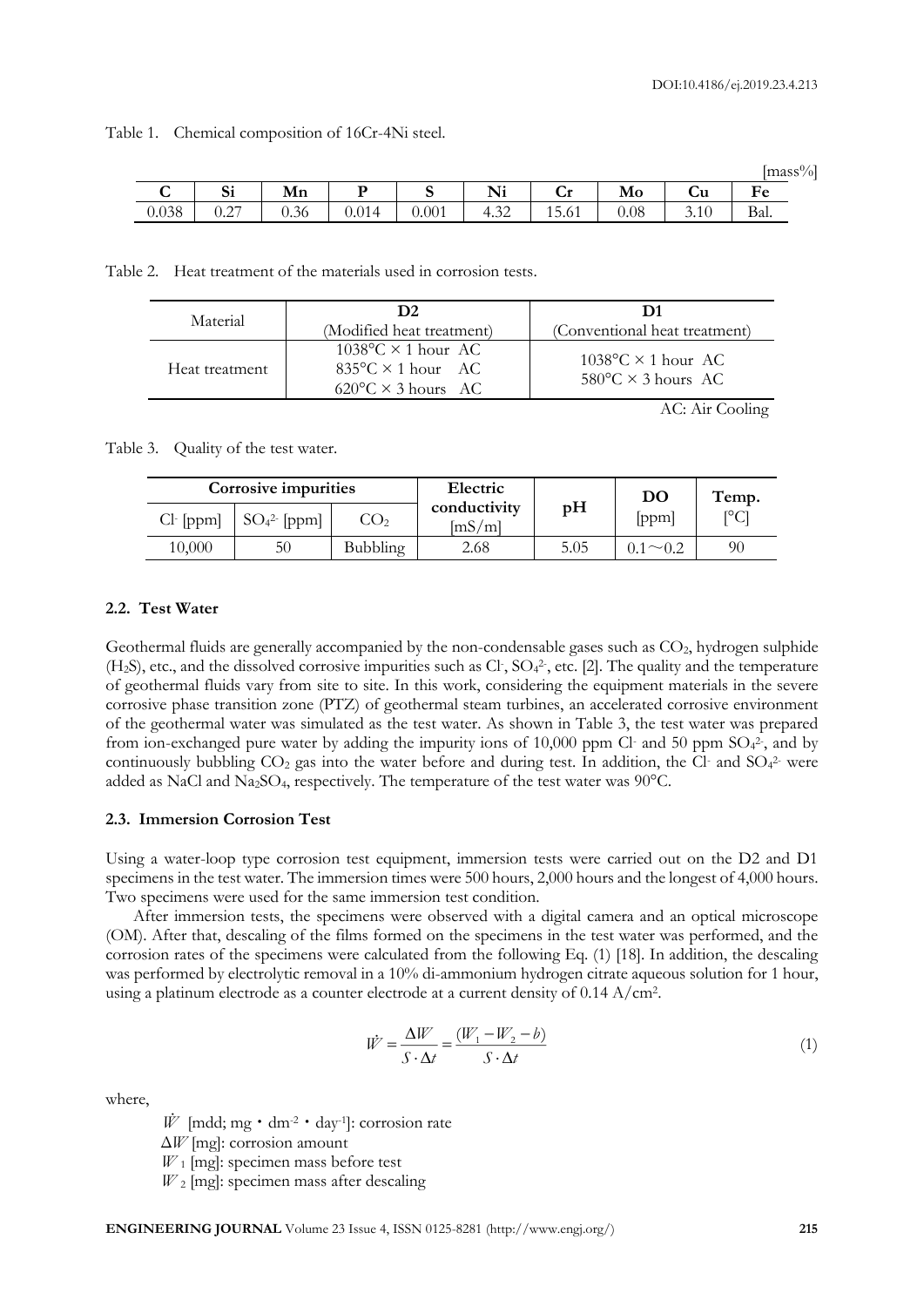Table 1. Chemical composition of 16Cr-4Ni steel.

[mass%]

| C | Si | Mn | P | S | Ni | Cr | Mo | Cu | Fe |
|---|---|---|---|---|---|---|---|---|---|
| 0.038 | 0.27 | 0.36 | 0.014 | 0.001 | 4.32 | 15.61 | 0.08 | 3.10 | Bal. |

Table 2. Heat treatment of the materials used in corrosion tests.

| Material | D2 (Modified heat treatment) | D1 (Conventional heat treatment) |
|---|---|---|
| Heat treatment | 1038°C × 1 hour AC<br>835°C × 1 hour AC<br>620°C × 3 hours AC | 1038°C × 1 hour AC<br>580°C × 3 hours AC |

AC: Air Cooling

Table 3. Quality of the test water.

| Corrosive impurities | | | Electric conductivity [mS/m] | pH | DO [ppm] | Temp. [°C] |
|---|---|---|---|---|---|---|
| $Cl^-$ [ppm] | $SO_4^{2-}$ [ppm] | $CO_2$ | | | | |
| 10,000 | 50 | Bubbling | 2.68 | 5.05 | 0.1～0.2 | 90 |

### 2.2. Test Water

Geothermal fluids are generally accompanied by the non-condensable gases such as $CO_2$, hydrogen sulphide ($H_2S$), etc., and the dissolved corrosive impurities such as $Cl^-$, $SO_4^{2-}$, etc. [2]. The quality and the temperature of geothermal fluids vary from site to site. In this work, considering the equipment materials in the severe corrosive phase transition zone (PTZ) of geothermal steam turbines, an accelerated corrosive environment of the geothermal water was simulated as the test water. As shown in Table 3, the test water was prepared from ion-exchanged pure water by adding the impurity ions of 10,000 ppm $Cl^-$ and 50 ppm $SO_4^{2-}$, and by continuously bubbling $CO_2$ gas into the water before and during test. In addition, the $Cl^-$ and $SO_4^{2-}$ were added as NaCl and $Na_2SO_4$, respectively. The temperature of the test water was 90°C.

### 2.3. Immersion Corrosion Test

Using a water-loop type corrosion test equipment, immersion tests were carried out on the D2 and D1 specimens in the test water. The immersion times were 500 hours, 2,000 hours and the longest of 4,000 hours. Two specimens were used for the same immersion test condition.

After immersion tests, the specimens were observed with a digital camera and an optical microscope (OM). After that, descaling of the films formed on the specimens in the test water was performed, and the corrosion rates of the specimens were calculated from the following Eq. (1) [18]. In addition, the descaling was performed by electrolytic removal in a 10% di-ammonium hydrogen citrate aqueous solution for 1 hour, using a platinum electrode as a counter electrode at a current density of 0.14 A/cm².

$$\dot{W} = \frac{\Delta W}{S \cdot \Delta t} = \frac{(W_1 - W_2 - b)}{S \cdot \Delta t} \tag{1}$$

where,

$\dot{W}$ [mdd; mg・dm⁻²・day⁻¹]: corrosion rate

$\Delta W$ [mg]: corrosion amount

$W_1$ [mg]: specimen mass before test

$W_2$ [mg]: specimen mass after descaling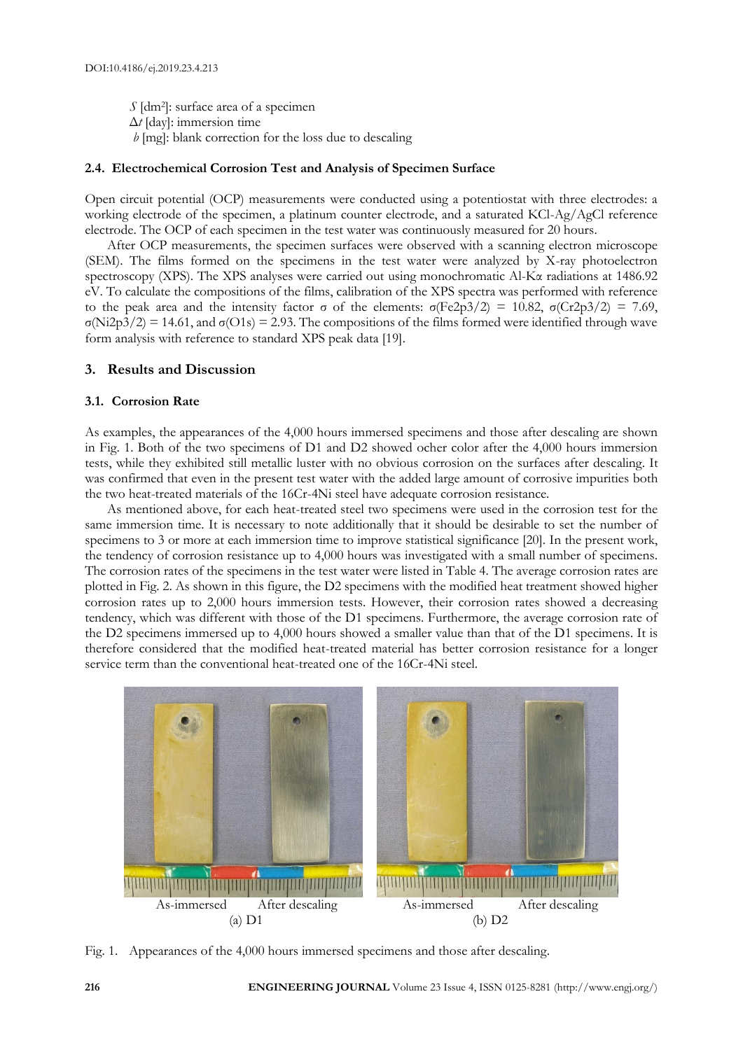$S$ [$dm^2$]: surface area of a specimen
$\Delta t$ [day]: immersion time
$b$ [mg]: blank correction for the loss due to descaling

### 2.4. Electrochemical Corrosion Test and Analysis of Specimen Surface

Open circuit potential (OCP) measurements were conducted using a potentiostat with three electrodes: a working electrode of the specimen, a platinum counter electrode, and a saturated KCl-Ag/AgCl reference electrode. The OCP of each specimen in the test water was continuously measured for 20 hours.

After OCP measurements, the specimen surfaces were observed with a scanning electron microscope (SEM). The films formed on the specimens in the test water were analyzed by X-ray photoelectron spectroscopy (XPS). The XPS analyses were carried out using monochromatic Al-Kα radiations at 1486.92 eV. To calculate the compositions of the films, calibration of the XPS spectra was performed with reference to the peak area and the intensity factor σ of the elements: $\sigma(Fe2p3/2) = 10.82$, $\sigma(Cr2p3/2) = 7.69$, $\sigma(Ni2p3/2) = 14.61$, and $\sigma(O1s) = 2.93$. The compositions of the films formed were identified through wave form analysis with reference to standard XPS peak data [19].

## 3. Results and Discussion

### 3.1. Corrosion Rate

As examples, the appearances of the 4,000 hours immersed specimens and those after descaling are shown in Fig. 1. Both of the two specimens of D1 and D2 showed ocher color after the 4,000 hours immersion tests, while they exhibited still metallic luster with no obvious corrosion on the surfaces after descaling. It was confirmed that even in the present test water with the added large amount of corrosive impurities both the two heat-treated materials of the 16Cr-4Ni steel have adequate corrosion resistance.

As mentioned above, for each heat-treated steel two specimens were used in the corrosion test for the same immersion time. It is necessary to note additionally that it should be desirable to set the number of specimens to 3 or more at each immersion time to improve statistical significance [20]. In the present work, the tendency of corrosion resistance up to 4,000 hours was investigated with a small number of specimens. The corrosion rates of the specimens in the test water were listed in Table 4. The average corrosion rates are plotted in Fig. 2. As shown in this figure, the D2 specimens with the modified heat treatment showed higher corrosion rates up to 2,000 hours immersion tests. However, their corrosion rates showed a decreasing tendency, which was different with those of the D1 specimens. Furthermore, the average corrosion rate of the D2 specimens immersed up to 4,000 hours showed a smaller value than that of the D1 specimens. It is therefore considered that the modified heat-treated material has better corrosion resistance for a longer service term than the conventional heat-treated one of the 16Cr-4Ni steel.

As-immersed After descaling
(a) D1

As-immersed After descaling
(b) D2

Fig. 1. Appearances of the 4,000 hours immersed specimens and those after descaling.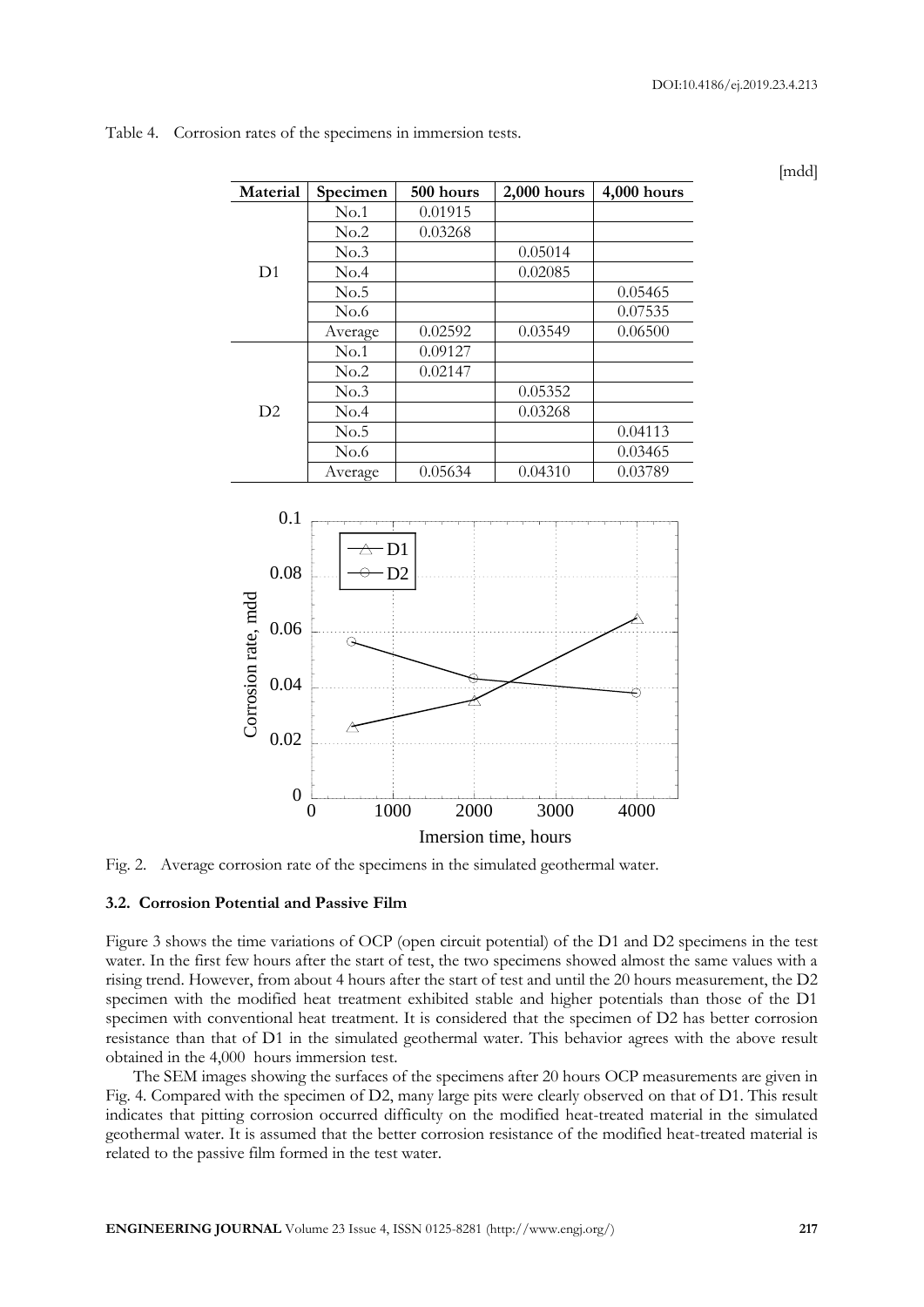Table 4. Corrosion rates of the specimens in immersion tests.

[mdd]

| Material | Specimen | 500 hours | 2,000 hours | 4,000 hours |
|---|---|---|---|---|
| D1 | No.1 | 0.01915 | | |
| | No.2 | 0.03268 | | |
| | No.3 | | 0.05014 | |
| | No.4 | | 0.02085 | |
| | No.5 | | | 0.05465 |
| | No.6 | | | 0.07535 |
| | Average | 0.02592 | 0.03549 | 0.06500 |
| D2 | No.1 | 0.09127 | | |
| | No.2 | 0.02147 | | |
| | No.3 | | 0.05352 | |
| | No.4 | | 0.03268 | |
| | No.5 | | | 0.04113 |
| | No.6 | | | 0.03465 |
| | Average | 0.05634 | 0.04310 | 0.03789 |

Fig. 2. Average corrosion rate of the specimens in the simulated geothermal water.

### 3.2. Corrosion Potential and Passive Film

Figure 3 shows the time variations of OCP (open circuit potential) of the D1 and D2 specimens in the test water. In the first few hours after the start of test, the two specimens showed almost the same values with a rising trend. However, from about 4 hours after the start of test and until the 20 hours measurement, the D2 specimen with the modified heat treatment exhibited stable and higher potentials than those of the D1 specimen with conventional heat treatment. It is considered that the specimen of D2 has better corrosion resistance than that of D1 in the simulated geothermal water. This behavior agrees with the above result obtained in the 4,000 hours immersion test.

The SEM images showing the surfaces of the specimens after 20 hours OCP measurements are given in Fig. 4. Compared with the specimen of D2, many large pits were clearly observed on that of D1. This result indicates that pitting corrosion occurred difficulty on the modified heat-treated material in the simulated geothermal water. It is assumed that the better corrosion resistance of the modified heat-treated material is related to the passive film formed in the test water.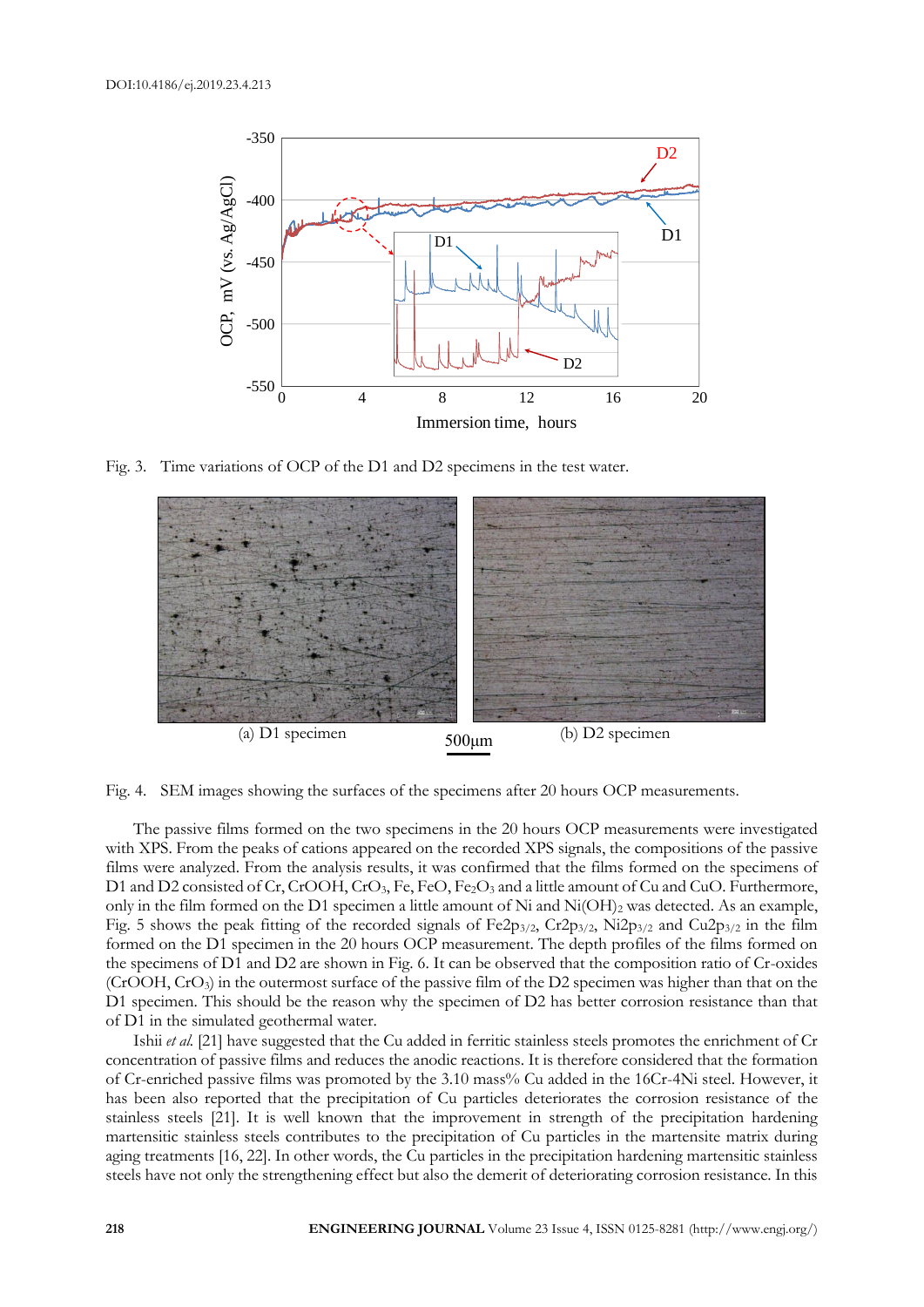Fig. 3. Time variations of OCP of the D1 and D2 specimens in the test water.

Fig. 4. SEM images showing the surfaces of the specimens after 20 hours OCP measurements.

The passive films formed on the two specimens in the 20 hours OCP measurements were investigated with XPS. From the peaks of cations appeared on the recorded XPS signals, the compositions of the passive films were analyzed. From the analysis results, it was confirmed that the films formed on the specimens of D1 and D2 consisted of Cr, CrOOH, $CrO_3$, Fe, FeO, $Fe_2O_3$ and a little amount of Cu and CuO. Furthermore, only in the film formed on the D1 specimen a little amount of Ni and $Ni(OH)_2$ was detected. As an example, Fig. 5 shows the peak fitting of the recorded signals of $Fe2p_{3/2}$, $Cr2p_{3/2}$, $Ni2p_{3/2}$ and $Cu2p_{3/2}$ in the film formed on the D1 specimen in the 20 hours OCP measurement. The depth profiles of the films formed on the specimens of D1 and D2 are shown in Fig. 6. It can be observed that the composition ratio of Cr-oxides (CrOOH, $CrO_3$) in the outermost surface of the passive film of the D2 specimen was higher than that on the D1 specimen. This should be the reason why the specimen of D2 has better corrosion resistance than that of D1 in the simulated geothermal water.

Ishii *et al.* [21] have suggested that the Cu added in ferritic stainless steels promotes the enrichment of Cr concentration of passive films and reduces the anodic reactions. It is therefore considered that the formation of Cr-enriched passive films was promoted by the 3.10 mass% Cu added in the 16Cr-4Ni steel. However, it has been also reported that the precipitation of Cu particles deteriorates the corrosion resistance of the stainless steels [21]. It is well known that the improvement in strength of the precipitation hardening martensitic stainless steels contributes to the precipitation of Cu particles in the martensite matrix during aging treatments [16, 22]. In other words, the Cu particles in the precipitation hardening martensitic stainless steels have not only the strengthening effect but also the demerit of deteriorating corrosion resistance. In this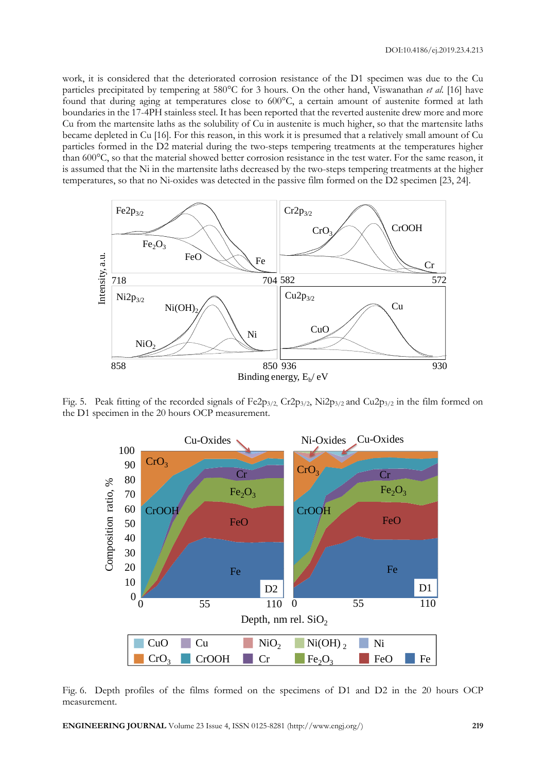work, it is considered that the deteriorated corrosion resistance of the D1 specimen was due to the Cu particles precipitated by tempering at 580°C for 3 hours. On the other hand, Viswanathan *et al.* [16] have found that during aging at temperatures close to 600°C, a certain amount of austenite formed at lath boundaries in the 17-4PH stainless steel. It has been reported that the reverted austenite drew more and more Cu from the martensite laths as the solubility of Cu in austenite is much higher, so that the martensite laths became depleted in Cu [16]. For this reason, in this work it is presumed that a relatively small amount of Cu particles formed in the D2 material during the two-steps tempering treatments at the temperatures higher than 600°C, so that the material showed better corrosion resistance in the test water. For the same reason, it is assumed that the Ni in the martensite laths decreased by the two-steps tempering treatments at the higher temperatures, so that no Ni-oxides was detected in the passive film formed on the D2 specimen [23, 24].

Fig. 5. Peak fitting of the recorded signals of $Fe2p_{3/2}$, $Cr2p_{3/2}$, $Ni2p_{3/2}$ and $Cu2p_{3/2}$ in the film formed on the D1 specimen in the 20 hours OCP measurement.

Fig. 6. Depth profiles of the films formed on the specimens of D1 and D2 in the 20 hours OCP measurement.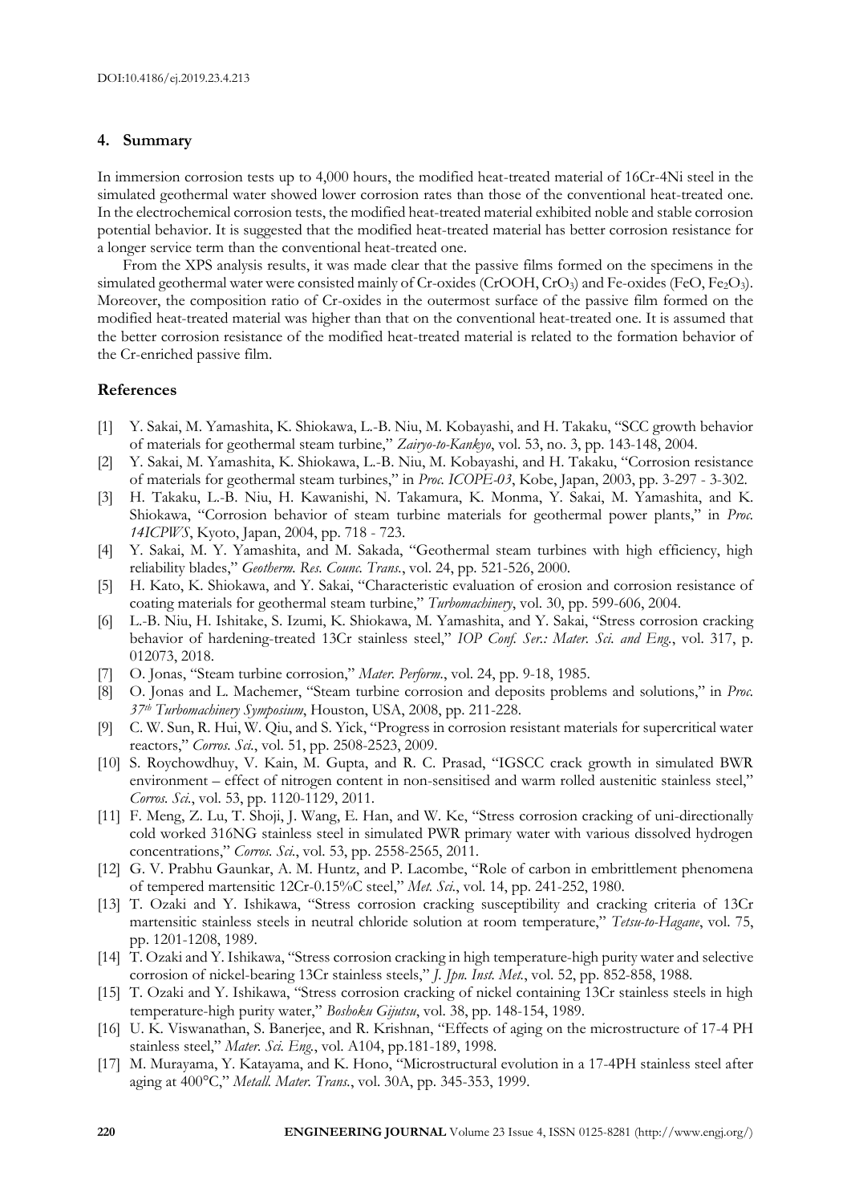## 4. Summary

In immersion corrosion tests up to 4,000 hours, the modified heat-treated material of 16Cr-4Ni steel in the simulated geothermal water showed lower corrosion rates than those of the conventional heat-treated one. In the electrochemical corrosion tests, the modified heat-treated material exhibited noble and stable corrosion potential behavior. It is suggested that the modified heat-treated material has better corrosion resistance for a longer service term than the conventional heat-treated one.

From the XPS analysis results, it was made clear that the passive films formed on the specimens in the simulated geothermal water were consisted mainly of Cr-oxides (CrOOH, $CrO_3$) and Fe-oxides (FeO, $Fe_2O_3$). Moreover, the composition ratio of Cr-oxides in the outermost surface of the passive film formed on the modified heat-treated material was higher than that on the conventional heat-treated one. It is assumed that the better corrosion resistance of the modified heat-treated material is related to the formation behavior of the Cr-enriched passive film.

## References

[1] Y. Sakai, M. Yamashita, K. Shiokawa, L.-B. Niu, M. Kobayashi, and H. Takaku, "SCC growth behavior of materials for geothermal steam turbine," *Zairyo-to-Kankyo*, vol. 53, no. 3, pp. 143-148, 2004.

[2] Y. Sakai, M. Yamashita, K. Shiokawa, L.-B. Niu, M. Kobayashi, and H. Takaku, "Corrosion resistance of materials for geothermal steam turbines," in *Proc. ICOPE-03*, Kobe, Japan, 2003, pp. 3-297 - 3-302.

[3] H. Takaku, L.-B. Niu, H. Kawanishi, N. Takamura, K. Monma, Y. Sakai, M. Yamashita, and K. Shiokawa, "Corrosion behavior of steam turbine materials for geothermal power plants," in *Proc. 14ICPWS*, Kyoto, Japan, 2004, pp. 718 - 723.

[4] Y. Sakai, M. Y. Yamashita, and M. Sakada, "Geothermal steam turbines with high efficiency, high reliability blades," *Geotherm. Res. Counc. Trans.*, vol. 24, pp. 521-526, 2000.

[5] H. Kato, K. Shiokawa, and Y. Sakai, "Characteristic evaluation of erosion and corrosion resistance of coating materials for geothermal steam turbine," *Turbomachinery*, vol. 30, pp. 599-606, 2004.

[6] L.-B. Niu, H. Ishitake, S. Izumi, K. Shiokawa, M. Yamashita, and Y. Sakai, "Stress corrosion cracking behavior of hardening-treated 13Cr stainless steel," *IOP Conf. Ser.: Mater. Sci. and Eng.*, vol. 317, p. 012073, 2018.

[7] O. Jonas, "Steam turbine corrosion," *Mater. Perform.*, vol. 24, pp. 9-18, 1985.

[8] O. Jonas and L. Machemer, "Steam turbine corrosion and deposits problems and solutions," in *Proc. 37th Turbomachinery Symposium*, Houston, USA, 2008, pp. 211-228.

[9] C. W. Sun, R. Hui, W. Qiu, and S. Yick, "Progress in corrosion resistant materials for supercritical water reactors," *Corros. Sci.*, vol. 51, pp. 2508-2523, 2009.

[10] S. Roychowdhuy, V. Kain, M. Gupta, and R. C. Prasad, "IGSCC crack growth in simulated BWR environment – effect of nitrogen content in non-sensitised and warm rolled austenitic stainless steel," *Corros. Sci.*, vol. 53, pp. 1120-1129, 2011.

[11] F. Meng, Z. Lu, T. Shoji, J. Wang, E. Han, and W. Ke, "Stress corrosion cracking of uni-directionally cold worked 316NG stainless steel in simulated PWR primary water with various dissolved hydrogen concentrations," *Corros. Sci.*, vol. 53, pp. 2558-2565, 2011.

[12] G. V. Prabhu Gaunkar, A. M. Huntz, and P. Lacombe, "Role of carbon in embrittlement phenomena of tempered martensitic 12Cr-0.15%C steel," *Met. Sci.*, vol. 14, pp. 241-252, 1980.

[13] T. Ozaki and Y. Ishikawa, "Stress corrosion cracking susceptibility and cracking criteria of 13Cr martensitic stainless steels in neutral chloride solution at room temperature," *Tetsu-to-Hagane*, vol. 75, pp. 1201-1208, 1989.

[14] T. Ozaki and Y. Ishikawa, "Stress corrosion cracking in high temperature-high purity water and selective corrosion of nickel-bearing 13Cr stainless steels," *J. Jpn. Inst. Met.*, vol. 52, pp. 852-858, 1988.

[15] T. Ozaki and Y. Ishikawa, "Stress corrosion cracking of nickel containing 13Cr stainless steels in high temperature-high purity water," *Boshoku Gijutsu*, vol. 38, pp. 148-154, 1989.

[16] U. K. Viswanathan, S. Banerjee, and R. Krishnan, "Effects of aging on the microstructure of 17-4 PH stainless steel," *Mater. Sci. Eng.*, vol. A104, pp.181-189, 1998.

[17] M. Murayama, Y. Katayama, and K. Hono, "Microstructural evolution in a 17-4PH stainless steel after aging at 400°C," *Metall. Mater. Trans.*, vol. 30A, pp. 345-353, 1999.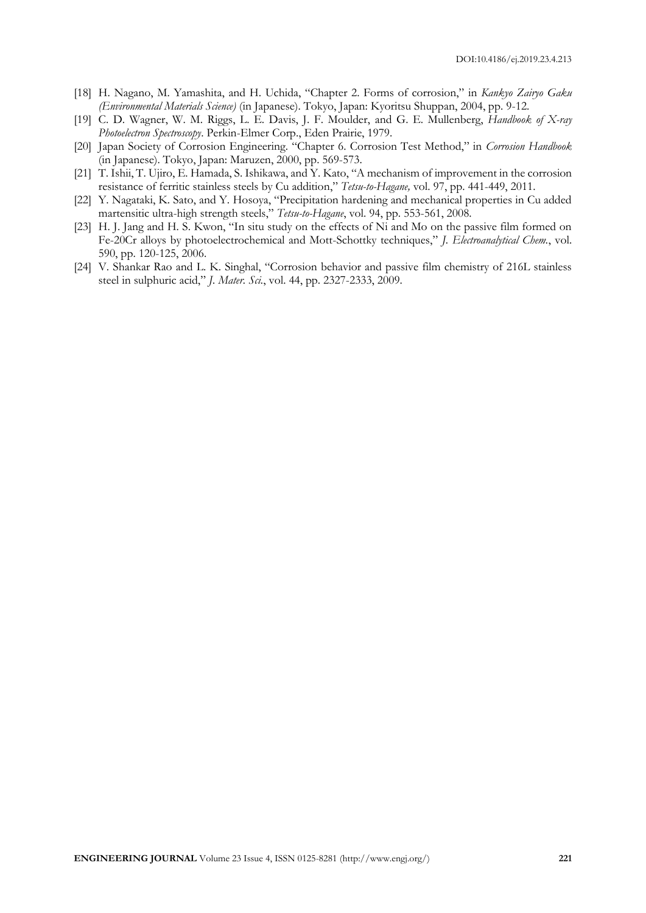[18] H. Nagano, M. Yamashita, and H. Uchida, "Chapter 2. Forms of corrosion," in *Kankyo Zairyo Gaku (Environmental Materials Science)* (in Japanese). Tokyo, Japan: Kyoritsu Shuppan, 2004, pp. 9-12.

[19] C. D. Wagner, W. M. Riggs, L. E. Davis, J. F. Moulder, and G. E. Mullenberg, *Handbook of X-ray Photoelectron Spectroscopy*. Perkin-Elmer Corp., Eden Prairie, 1979.

[20] Japan Society of Corrosion Engineering. "Chapter 6. Corrosion Test Method," in *Corrosion Handbook* (in Japanese). Tokyo, Japan: Maruzen, 2000, pp. 569-573.

[21] T. Ishii, T. Ujiro, E. Hamada, S. Ishikawa, and Y. Kato, "A mechanism of improvement in the corrosion resistance of ferritic stainless steels by Cu addition," *Tetsu-to-Hagane,* vol. 97, pp. 441-449, 2011.

[22] Y. Nagataki, K. Sato, and Y. Hosoya, "Precipitation hardening and mechanical properties in Cu added martensitic ultra-high strength steels," *Tetsu-to-Hagane*, vol. 94, pp. 553-561, 2008.

[23] H. J. Jang and H. S. Kwon, "In situ study on the effects of Ni and Mo on the passive film formed on Fe-20Cr alloys by photoelectrochemical and Mott-Schottky techniques," *J. Electroanalytical Chem.*, vol. 590, pp. 120-125, 2006.

[24] V. Shankar Rao and L. K. Singhal, "Corrosion behavior and passive film chemistry of 216L stainless steel in sulphuric acid," *J. Mater. Sci.*, vol. 44, pp. 2327-2333, 2009.